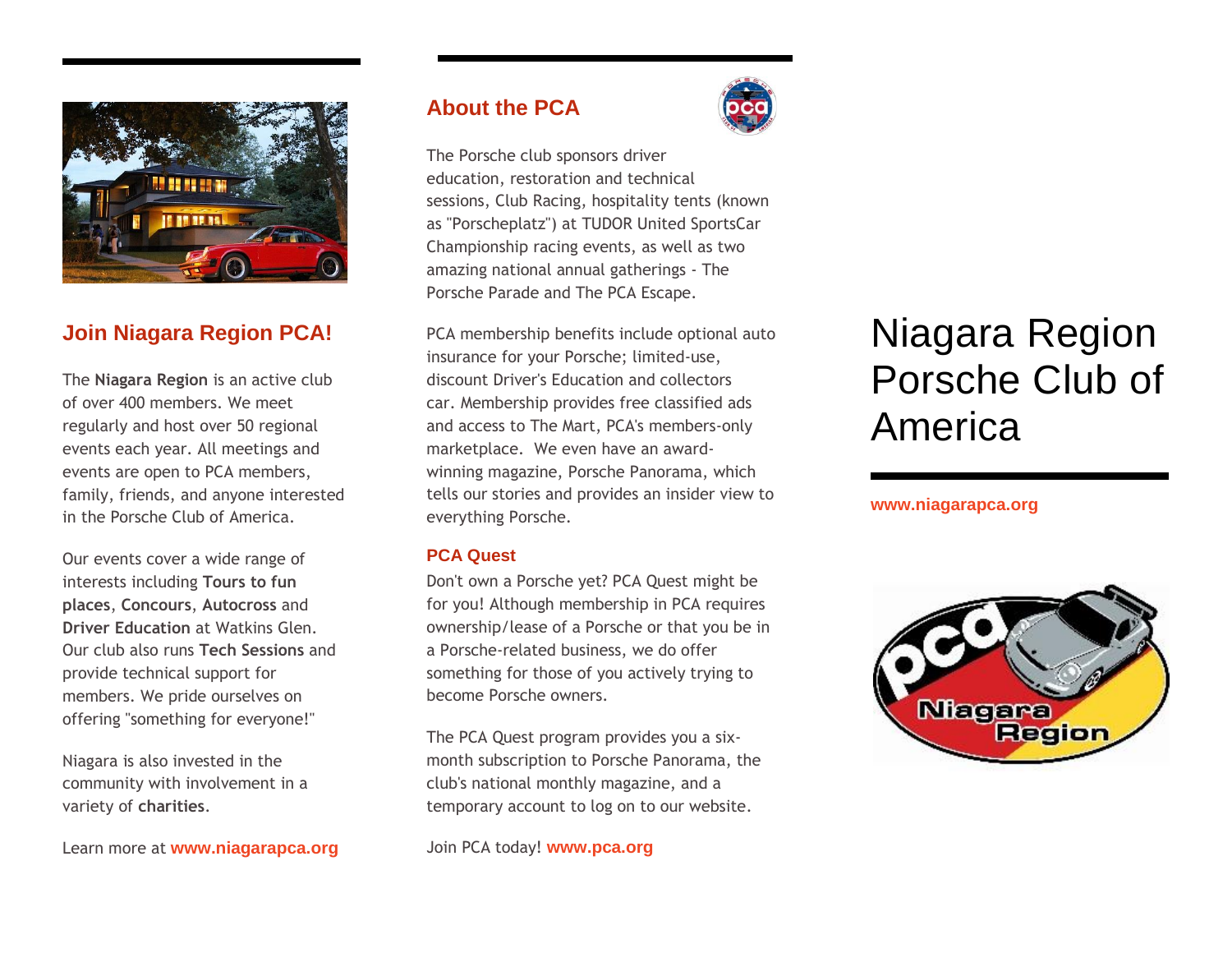## Join Niagara Region PCA!

The **Niagara Region** is an active club of over 400 members. We meet regularly and host over 50 regional events each year. All meetings and events are open to PCA members, family, friends, and anyone interested in the Porsche Club of America.

Our events cover a wide range of interests including **Tours to fun places**, **Concours**, **Autocross** and **Driver Education** at Watkins Glen. Our club also runs **Tech Sessions** and provide technical support for members. We pride ourselves on offering "something for everyone!"

Niagara is also invested in the community with involvement in a variety of **charities**.

Learn more at **www.niagarapca.org**

## About the PCA

The Porsche club sponsors driver education, restoration and technical sessions, Club Racing, hospitality tents (known as "Porscheplatz") at TUDOR United SportsCar Championship racing events, as well as two amazing national annual gatherings - The Porsche Parade and The PCA Escape.

PCA membership benefits include optional auto insurance for your Porsche; limited-use, discount Driver's Education and collectors car. Membership provides free classified ads and access to The Mart, PCA's members-only marketplace. We even have an award-winning magazine, Porsche Panorama, which tells our stories and provides an insider view to everything Porsche.

### PCA Quest

Don't own a Porsche yet? PCA Quest might be for you! Although membership in PCA requires ownership/lease of a Porsche or that you be in a Porsche-related business, we do offer something for those of you actively trying to become Porsche owners.

The PCA Quest program provides you a six-month subscription to Porsche Panorama, the club's national monthly magazine, and a temporary account to log on to our website.

Join PCA today! **www.pca.org**

# Niagara Region Porsche Club of America

**www.niagarapca.org**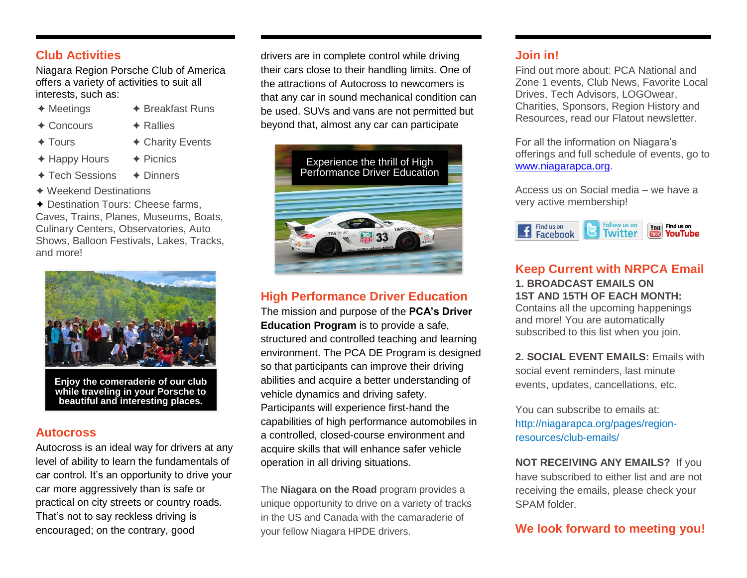## Club Activities

Niagara Region Porsche Club of America offers a variety of activities to suit all interests, such as:

- ✦ Meetings
- ✦ Breakfast Runs
- ✦ Concours
- ✦ Rallies
- ✦ Tours
- ✦ Charity Events
- ✦ Happy Hours
- ✦ Picnics
- ✦ Tech Sessions
- ✦ Dinners
- ✦ Weekend Destinations
- ✦ Destination Tours: Cheese farms, Caves, Trains, Planes, Museums, Boats, Culinary Centers, Observatories, Auto Shows, Balloon Festivals, Lakes, Tracks, and more!

**Enjoy the comeraderie of our club while traveling in your Porsche to beautiful and interesting places.**

## Autocross

Autocross is an ideal way for drivers at any level of ability to learn the fundamentals of car control. It's an opportunity to drive your car more aggressively than is safe or practical on city streets or country roads. That's not to say reckless driving is encouraged; on the contrary, good drivers are in complete control while driving their cars close to their handling limits. One of the attractions of Autocross to newcomers is that any car in sound mechanical condition can be used. SUVs and vans are not permitted but beyond that, almost any car can participate

Experience the thrill of High Performance Driver Education

## High Performance Driver Education

The mission and purpose of the **PCA's Driver Education Program** is to provide a safe, structured and controlled teaching and learning environment. The PCA DE Program is designed so that participants can improve their driving abilities and acquire a better understanding of vehicle dynamics and driving safety. Participants will experience first-hand the capabilities of high performance automobiles in a controlled, closed-course environment and acquire skills that will enhance safer vehicle operation in all driving situations.

The **Niagara on the Road** program provides a unique opportunity to drive on a variety of tracks in the US and Canada with the camaraderie of your fellow Niagara HPDE drivers.

## Join in!

Find out more about: PCA National and Zone 1 events, Club News, Favorite Local Drives, Tech Advisors, LOGOwear, Charities, Sponsors, Region History and Resources, read our Flatout newsletter.

For all the information on Niagara's offerings and full schedule of events, go to www.niagarapca.org.

Access us on Social media – we have a very active membership!

Find us on Facebook | Follow us on Twitter | Find us on YouTube

## Keep Current with NRPCA Email

**1. BROADCAST EMAILS ON 1ST AND 15TH OF EACH MONTH:** Contains all the upcoming happenings and more! You are automatically subscribed to this list when you join.

**2. SOCIAL EVENT EMAILS:** Emails with social event reminders, last minute events, updates, cancellations, etc.

You can subscribe to emails at: http://niagarapca.org/pages/region-resources/club-emails/

**NOT RECEIVING ANY EMAILS?** If you have subscribed to either list and are not receiving the emails, please check your SPAM folder.

## We look forward to meeting you!